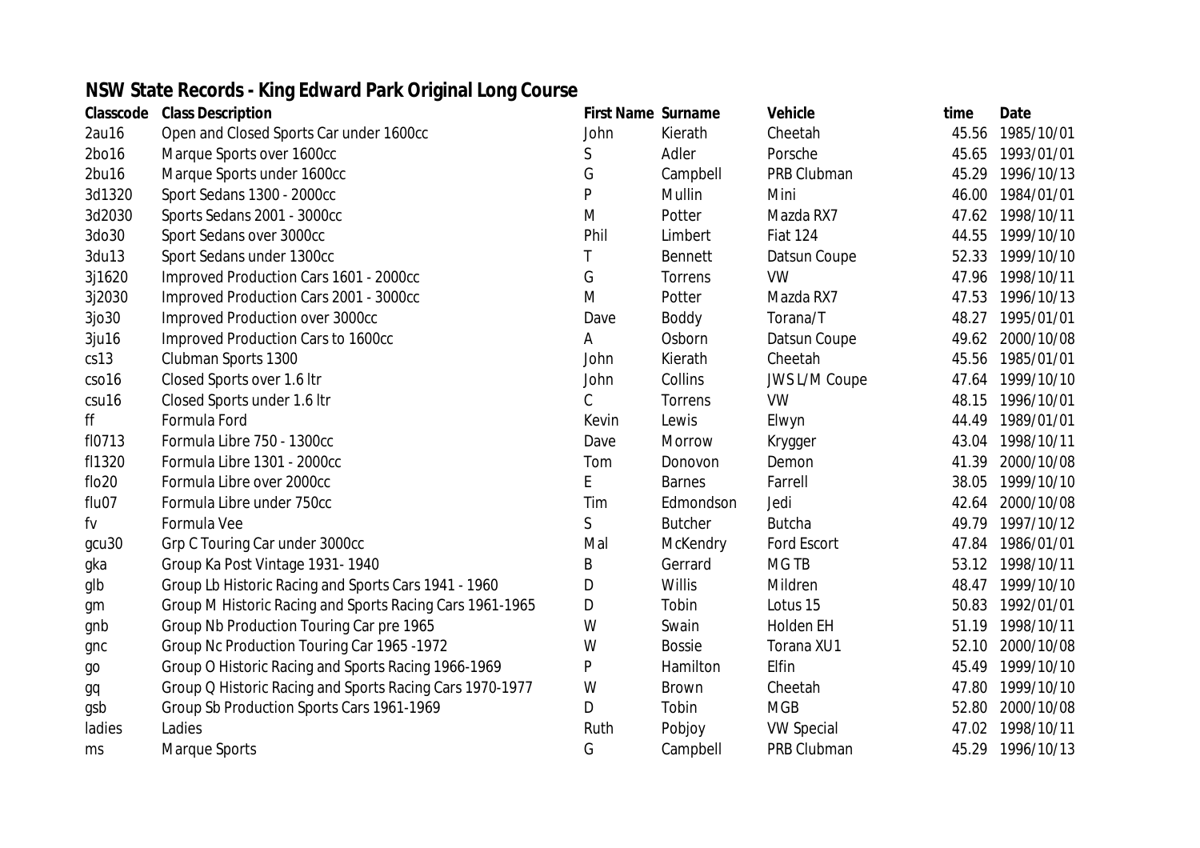## NSW State Records - King Edward Park Original Long Course

| Classcode | Class Description | First Name | Surname | Vehicle | time | Date |
|---|---|---|---|---|---|---|
| 2au16 | Open and Closed Sports Car under 1600cc | John | Kierath | Cheetah | 45.56 | 1985/10/01 |
| 2bo16 | Marque Sports over 1600cc | S | Adler | Porsche | 45.65 | 1993/01/01 |
| 2bu16 | Marque Sports under 1600cc | G | Campbell | PRB Clubman | 45.29 | 1996/10/13 |
| 3d1320 | Sport Sedans 1300 - 2000cc | P | Mullin | Mini | 46.00 | 1984/01/01 |
| 3d2030 | Sports Sedans 2001 - 3000cc | M | Potter | Mazda RX7 | 47.62 | 1998/10/11 |
| 3do30 | Sport Sedans over 3000cc | Phil | Limbert | Fiat 124 | 44.55 | 1999/10/10 |
| 3du13 | Sport Sedans under 1300cc | T | Bennett | Datsun Coupe | 52.33 | 1999/10/10 |
| 3j1620 | Improved Production Cars 1601 - 2000cc | G | Torrens | VW | 47.96 | 1998/10/11 |
| 3j2030 | Improved Production Cars 2001 - 3000cc | M | Potter | Mazda RX7 | 47.53 | 1996/10/13 |
| 3jo30 | Improved Production over 3000cc | Dave | Boddy | Torana/T | 48.27 | 1995/01/01 |
| 3ju16 | Improved Production Cars to 1600cc | A | Osborn | Datsun Coupe | 49.62 | 2000/10/08 |
| cs13 | Clubman Sports 1300 | John | Kierath | Cheetah | 45.56 | 1985/01/01 |
| cso16 | Closed Sports over 1.6 ltr | John | Collins | JWS L/M Coupe | 47.64 | 1999/10/10 |
| csu16 | Closed Sports under 1.6 ltr | C | Torrens | VW | 48.15 | 1996/10/01 |
| ff | Formula Ford | Kevin | Lewis | Elwyn | 44.49 | 1989/01/01 |
| fl0713 | Formula Libre 750 - 1300cc | Dave | Morrow | Krygger | 43.04 | 1998/10/11 |
| fl1320 | Formula Libre 1301 - 2000cc | Tom | Donovon | Demon | 41.39 | 2000/10/08 |
| flo20 | Formula Libre over 2000cc | E | Barnes | Farrell | 38.05 | 1999/10/10 |
| flu07 | Formula Libre under 750cc | Tim | Edmondson | Jedi | 42.64 | 2000/10/08 |
| fv | Formula Vee | S | Butcher | Butcha | 49.79 | 1997/10/12 |
| gcu30 | Grp C Touring Car under 3000cc | Mal | McKendry | Ford Escort | 47.84 | 1986/01/01 |
| gka | Group Ka Post Vintage 1931- 1940 | B | Gerrard | MG TB | 53.12 | 1998/10/11 |
| glb | Group Lb Historic Racing and Sports Cars 1941 - 1960 | D | Willis | Mildren | 48.47 | 1999/10/10 |
| gm | Group M Historic Racing and Sports Racing Cars 1961-1965 | D | Tobin | Lotus 15 | 50.83 | 1992/01/01 |
| gnb | Group Nb Production Touring Car pre 1965 | W | Swain | Holden EH | 51.19 | 1998/10/11 |
| gnc | Group Nc Production Touring Car 1965 -1972 | W | Bossie | Torana XU1 | 52.10 | 2000/10/08 |
| go | Group O Historic Racing and Sports Racing 1966-1969 | P | Hamilton | Elfin | 45.49 | 1999/10/10 |
| gq | Group Q Historic Racing and Sports Racing Cars 1970-1977 | W | Brown | Cheetah | 47.80 | 1999/10/10 |
| gsb | Group Sb Production Sports Cars 1961-1969 | D | Tobin | MGB | 52.80 | 2000/10/08 |
| ladies | Ladies | Ruth | Pobjoy | VW Special | 47.02 | 1998/10/11 |
| ms | Marque Sports | G | Campbell | PRB Clubman | 45.29 | 1996/10/13 |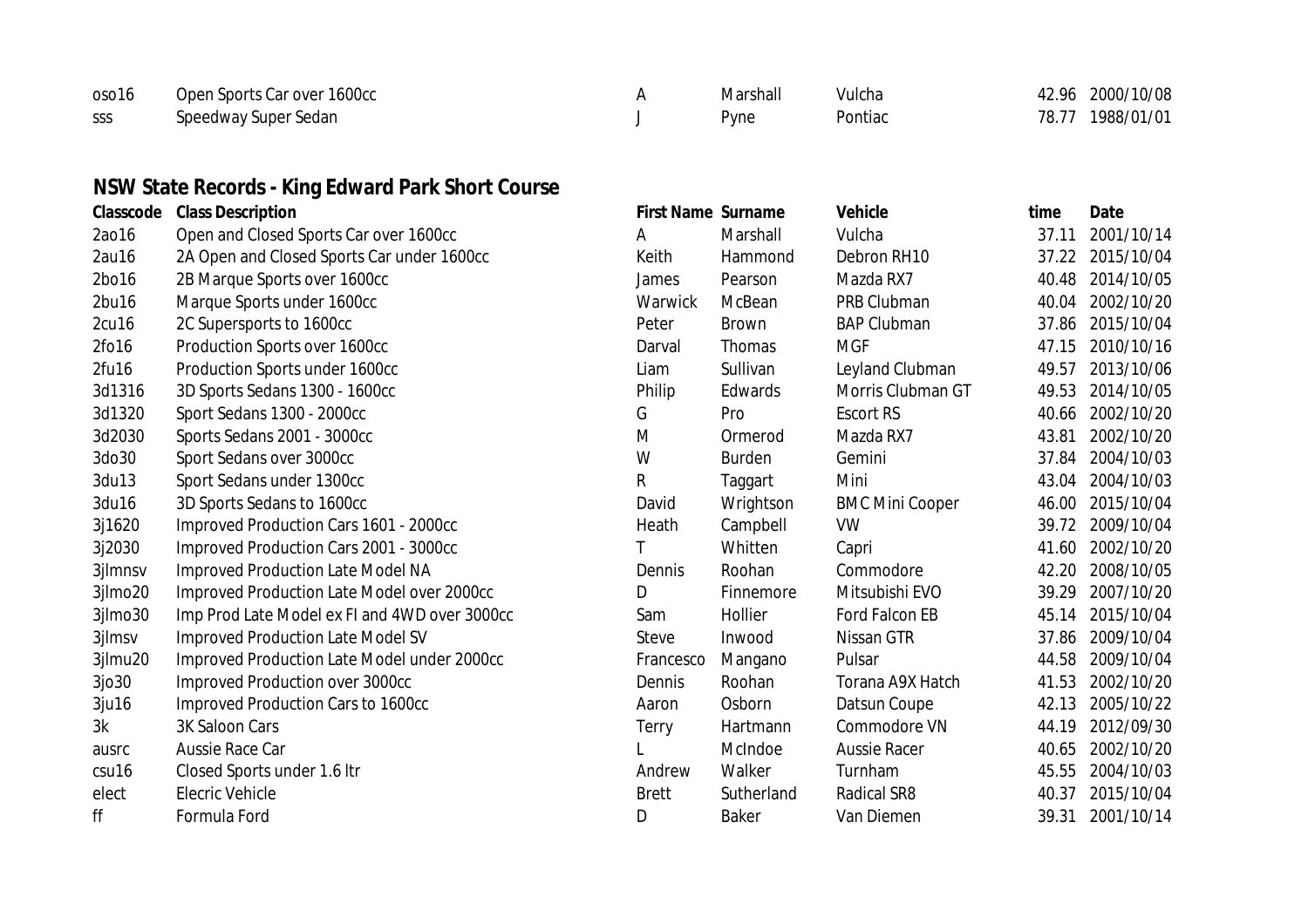| | | | | | | |
|---|---|---|---|---|---|---|
| oso16 | Open Sports Car over 1600cc | A | Marshall | Vulcha | 42.96 | 2000/10/08 |
| sss | Speedway Super Sedan | J | Pyne | Pontiac | 78.77 | 1988/01/01 |

## NSW State Records - King Edward Park Short Course

| Classcode | Class Description | First Name | Surname | Vehicle | time | Date |
|---|---|---|---|---|---|---|
| 2ao16 | Open and Closed Sports Car over 1600cc | A | Marshall | Vulcha | 37.11 | 2001/10/14 |
| 2au16 | 2A Open and Closed Sports Car under 1600cc | Keith | Hammond | Debron RH10 | 37.22 | 2015/10/04 |
| 2bo16 | 2B Marque Sports over 1600cc | James | Pearson | Mazda RX7 | 40.48 | 2014/10/05 |
| 2bu16 | Marque Sports under 1600cc | Warwick | McBean | PRB Clubman | 40.04 | 2002/10/20 |
| 2cu16 | 2C Supersports to 1600cc | Peter | Brown | BAP Clubman | 37.86 | 2015/10/04 |
| 2fo16 | Production Sports over 1600cc | Darval | Thomas | MGF | 47.15 | 2010/10/16 |
| 2fu16 | Production Sports under 1600cc | Liam | Sullivan | Leyland Clubman | 49.57 | 2013/10/06 |
| 3d1316 | 3D Sports Sedans 1300 - 1600cc | Philip | Edwards | Morris Clubman GT | 49.53 | 2014/10/05 |
| 3d1320 | Sport Sedans 1300 - 2000cc | G | Pro | Escort RS | 40.66 | 2002/10/20 |
| 3d2030 | Sports Sedans 2001 - 3000cc | M | Ormerod | Mazda RX7 | 43.81 | 2002/10/20 |
| 3do30 | Sport Sedans over 3000cc | W | Burden | Gemini | 37.84 | 2004/10/03 |
| 3du13 | Sport Sedans under 1300cc | R | Taggart | Mini | 43.04 | 2004/10/03 |
| 3du16 | 3D Sports Sedans to 1600cc | David | Wrightson | BMC Mini Cooper | 46.00 | 2015/10/04 |
| 3j1620 | Improved Production Cars 1601 - 2000cc | Heath | Campbell | VW | 39.72 | 2009/10/04 |
| 3j2030 | Improved Production Cars 2001 - 3000cc | T | Whitten | Capri | 41.60 | 2002/10/20 |
| 3jlmnsv | Improved Production Late Model NA | Dennis | Roohan | Commodore | 42.20 | 2008/10/05 |
| 3jlmo20 | Improved Production Late Model over 2000cc | D | Finnemore | Mitsubishi EVO | 39.29 | 2007/10/20 |
| 3jlmo30 | Imp Prod Late Model ex FI and 4WD over 3000cc | Sam | Hollier | Ford Falcon EB | 45.14 | 2015/10/04 |
| 3jlmsv | Improved Production Late Model SV | Steve | Inwood | Nissan GTR | 37.86 | 2009/10/04 |
| 3jlmu20 | Improved Production Late Model under 2000cc | Francesco | Mangano | Pulsar | 44.58 | 2009/10/04 |
| 3jo30 | Improved Production over 3000cc | Dennis | Roohan | Torana A9X Hatch | 41.53 | 2002/10/20 |
| 3ju16 | Improved Production Cars to 1600cc | Aaron | Osborn | Datsun Coupe | 42.13 | 2005/10/22 |
| 3k | 3K Saloon Cars | Terry | Hartmann | Commodore VN | 44.19 | 2012/09/30 |
| ausrc | Aussie Race Car | L | McIndoe | Aussie Racer | 40.65 | 2002/10/20 |
| csu16 | Closed Sports under 1.6 ltr | Andrew | Walker | Turnham | 45.55 | 2004/10/03 |
| elect | Elecric Vehicle | Brett | Sutherland | Radical SR8 | 40.37 | 2015/10/04 |
| ff | Formula Ford | D | Baker | Van Diemen | 39.31 | 2001/10/14 |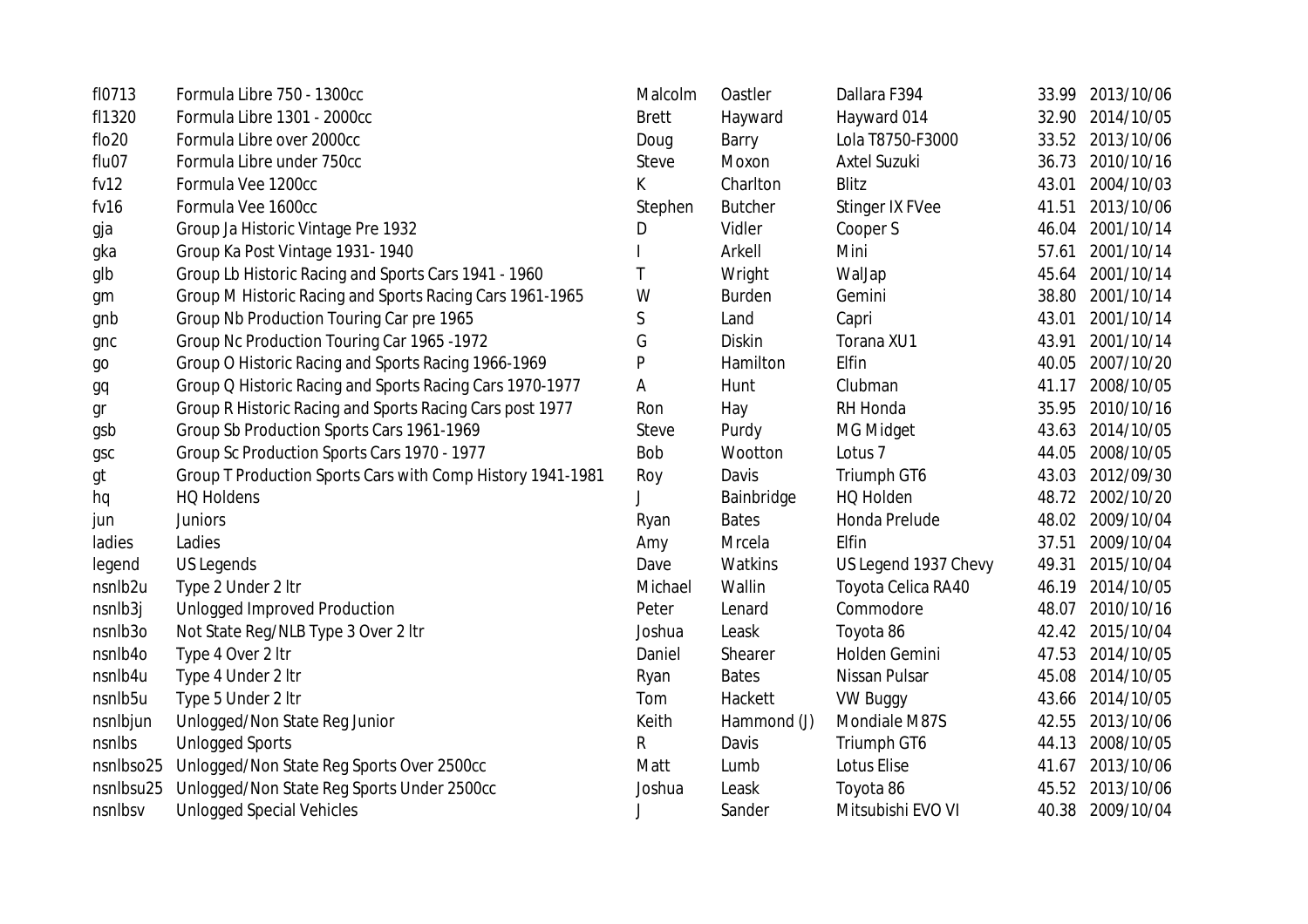| | | | | | | |
|---|---|---|---|---|---|---|
| fl0713 | Formula Libre 750 - 1300cc | Malcolm | Oastler | Dallara F394 | 33.99 | 2013/10/06 |
| fl1320 | Formula Libre 1301 - 2000cc | Brett | Hayward | Hayward 014 | 32.90 | 2014/10/05 |
| flo20 | Formula Libre over 2000cc | Doug | Barry | Lola T8750-F3000 | 33.52 | 2013/10/06 |
| flu07 | Formula Libre under 750cc | Steve | Moxon | Axtel Suzuki | 36.73 | 2010/10/16 |
| fv12 | Formula Vee 1200cc | K | Charlton | Blitz | 43.01 | 2004/10/03 |
| fv16 | Formula Vee 1600cc | Stephen | Butcher | Stinger IX FVee | 41.51 | 2013/10/06 |
| gja | Group Ja Historic Vintage Pre 1932 | D | Vidler | Cooper S | 46.04 | 2001/10/14 |
| gka | Group Ka Post Vintage 1931- 1940 | I | Arkell | Mini | 57.61 | 2001/10/14 |
| glb | Group Lb Historic Racing and Sports Cars 1941 - 1960 | T | Wright | WalJap | 45.64 | 2001/10/14 |
| gm | Group M Historic Racing and Sports Racing Cars 1961-1965 | W | Burden | Gemini | 38.80 | 2001/10/14 |
| gnb | Group Nb Production Touring Car pre 1965 | S | Land | Capri | 43.01 | 2001/10/14 |
| gnc | Group Nc Production Touring Car 1965 -1972 | G | Diskin | Torana XU1 | 43.91 | 2001/10/14 |
| go | Group O Historic Racing and Sports Racing 1966-1969 | P | Hamilton | Elfin | 40.05 | 2007/10/20 |
| gq | Group Q Historic Racing and Sports Racing Cars 1970-1977 | A | Hunt | Clubman | 41.17 | 2008/10/05 |
| gr | Group R Historic Racing and Sports Racing Cars post 1977 | Ron | Hay | RH Honda | 35.95 | 2010/10/16 |
| gsb | Group Sb Production Sports Cars 1961-1969 | Steve | Purdy | MG Midget | 43.63 | 2014/10/05 |
| gsc | Group Sc Production Sports Cars 1970 - 1977 | Bob | Wootton | Lotus 7 | 44.05 | 2008/10/05 |
| gt | Group T Production Sports Cars with Comp History 1941-1981 | Roy | Davis | Triumph GT6 | 43.03 | 2012/09/30 |
| hq | HQ Holdens | J | Bainbridge | HQ Holden | 48.72 | 2002/10/20 |
| jun | Juniors | Ryan | Bates | Honda Prelude | 48.02 | 2009/10/04 |
| ladies | Ladies | Amy | Mrcela | Elfin | 37.51 | 2009/10/04 |
| legend | US Legends | Dave | Watkins | US Legend 1937 Chevy | 49.31 | 2015/10/04 |
| nsnlb2u | Type 2 Under 2 ltr | Michael | Wallin | Toyota Celica RA40 | 46.19 | 2014/10/05 |
| nsnlb3j | Unlogged Improved Production | Peter | Lenard | Commodore | 48.07 | 2010/10/16 |
| nsnlb3o | Not State Reg/NLB Type 3 Over 2 ltr | Joshua | Leask | Toyota 86 | 42.42 | 2015/10/04 |
| nsnlb4o | Type 4 Over 2 ltr | Daniel | Shearer | Holden Gemini | 47.53 | 2014/10/05 |
| nsnlb4u | Type 4 Under 2 ltr | Ryan | Bates | Nissan Pulsar | 45.08 | 2014/10/05 |
| nsnlb5u | Type 5 Under 2 ltr | Tom | Hackett | VW Buggy | 43.66 | 2014/10/05 |
| nsnlbjun | Unlogged/Non State Reg Junior | Keith | Hammond (J) | Mondiale M87S | 42.55 | 2013/10/06 |
| nsnlbs | Unlogged Sports | R | Davis | Triumph GT6 | 44.13 | 2008/10/05 |
| nsnlbso25 | Unlogged/Non State Reg Sports Over 2500cc | Matt | Lumb | Lotus Elise | 41.67 | 2013/10/06 |
| nsnlbsu25 | Unlogged/Non State Reg Sports Under 2500cc | Joshua | Leask | Toyota 86 | 45.52 | 2013/10/06 |
| nsnlbsv | Unlogged Special Vehicles | J | Sander | Mitsubishi EVO VI | 40.38 | 2009/10/04 |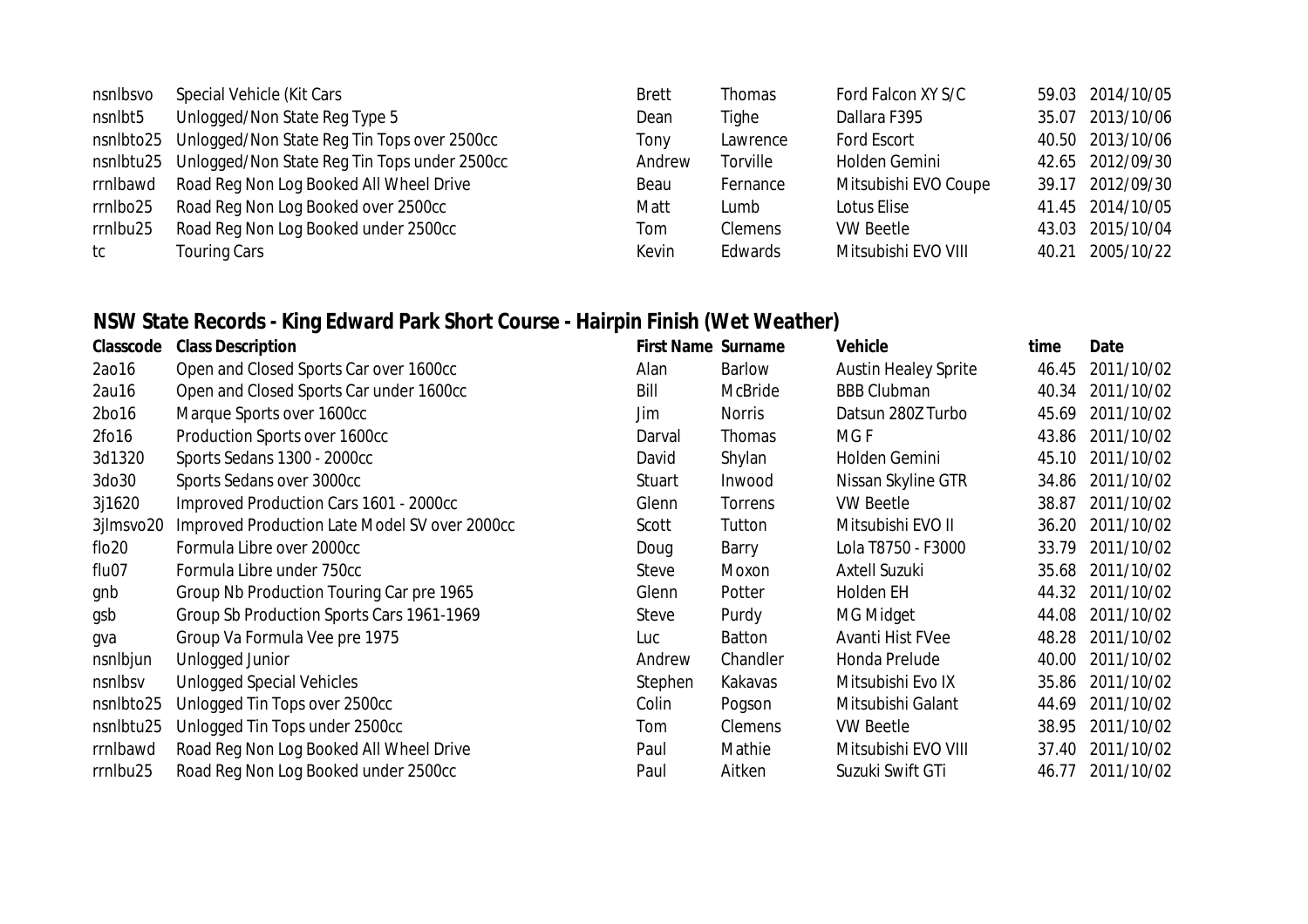| | | | | | | |
|---|---|---|---|---|---|---|
| nsnlbsvo | Special Vehicle (Kit Cars | Brett | Thomas | Ford Falcon XY S/C | 59.03 | 2014/10/05 |
| nsnlbt5 | Unlogged/Non State Reg Type 5 | Dean | Tighe | Dallara F395 | 35.07 | 2013/10/06 |
| nsnlbto25 | Unlogged/Non State Reg Tin Tops over 2500cc | Tony | Lawrence | Ford Escort | 40.50 | 2013/10/06 |
| nsnlbtu25 | Unlogged/Non State Reg Tin Tops under 2500cc | Andrew | Torville | Holden Gemini | 42.65 | 2012/09/30 |
| rrnlbawd | Road Reg Non Log Booked All Wheel Drive | Beau | Fernance | Mitsubishi EVO Coupe | 39.17 | 2012/09/30 |
| rrnlbo25 | Road Reg Non Log Booked over 2500cc | Matt | Lumb | Lotus Elise | 41.45 | 2014/10/05 |
| rrnlbu25 | Road Reg Non Log Booked under 2500cc | Tom | Clemens | VW Beetle | 43.03 | 2015/10/04 |
| tc | Touring Cars | Kevin | Edwards | Mitsubishi EVO VIII | 40.21 | 2005/10/22 |

## NSW State Records - King Edward Park Short Course - Hairpin Finish (Wet Weather)

| Classcode | Class Description | First Name | Surname | Vehicle | time | Date |
|---|---|---|---|---|---|---|
| 2ao16 | Open and Closed Sports Car over 1600cc | Alan | Barlow | Austin Healey Sprite | 46.45 | 2011/10/02 |
| 2au16 | Open and Closed Sports Car under 1600cc | Bill | McBride | BBB Clubman | 40.34 | 2011/10/02 |
| 2bo16 | Marque Sports over 1600cc | Jim | Norris | Datsun 280Z Turbo | 45.69 | 2011/10/02 |
| 2fo16 | Production Sports over 1600cc | Darval | Thomas | MG F | 43.86 | 2011/10/02 |
| 3d1320 | Sports Sedans 1300 - 2000cc | David | Shylan | Holden Gemini | 45.10 | 2011/10/02 |
| 3do30 | Sports Sedans over 3000cc | Stuart | Inwood | Nissan Skyline GTR | 34.86 | 2011/10/02 |
| 3j1620 | Improved Production Cars 1601 - 2000cc | Glenn | Torrens | VW Beetle | 38.87 | 2011/10/02 |
| 3jlmsvo20 | Improved Production Late Model SV over 2000cc | Scott | Tutton | Mitsubishi EVO II | 36.20 | 2011/10/02 |
| flo20 | Formula Libre over 2000cc | Doug | Barry | Lola T8750 - F3000 | 33.79 | 2011/10/02 |
| flu07 | Formula Libre under 750cc | Steve | Moxon | Axtell Suzuki | 35.68 | 2011/10/02 |
| gnb | Group Nb Production Touring Car pre 1965 | Glenn | Potter | Holden EH | 44.32 | 2011/10/02 |
| gsb | Group Sb Production Sports Cars 1961-1969 | Steve | Purdy | MG Midget | 44.08 | 2011/10/02 |
| gva | Group Va Formula Vee pre 1975 | Luc | Batton | Avanti Hist FVee | 48.28 | 2011/10/02 |
| nsnlbjun | Unlogged Junior | Andrew | Chandler | Honda Prelude | 40.00 | 2011/10/02 |
| nsnlbsv | Unlogged Special Vehicles | Stephen | Kakavas | Mitsubishi Evo IX | 35.86 | 2011/10/02 |
| nsnlbto25 | Unlogged Tin Tops over 2500cc | Colin | Pogson | Mitsubishi Galant | 44.69 | 2011/10/02 |
| nsnlbtu25 | Unlogged Tin Tops under 2500cc | Tom | Clemens | VW Beetle | 38.95 | 2011/10/02 |
| rrnlbawd | Road Reg Non Log Booked All Wheel Drive | Paul | Mathie | Mitsubishi EVO VIII | 37.40 | 2011/10/02 |
| rrnlbu25 | Road Reg Non Log Booked under 2500cc | Paul | Aitken | Suzuki Swift GTi | 46.77 | 2011/10/02 |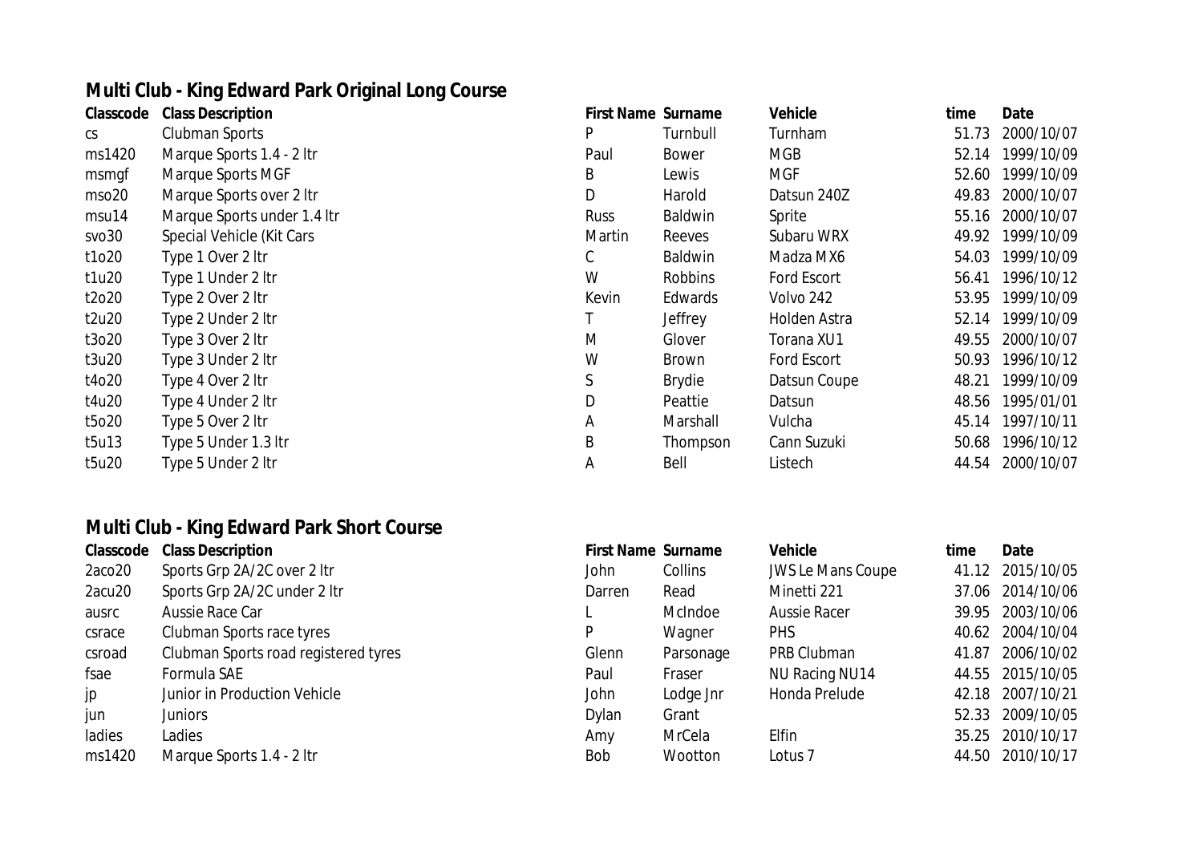## Multi Club - King Edward Park Original Long Course

| Classcode | Class Description | First Name | Surname | Vehicle | time | Date |
|---|---|---|---|---|---|---|
| cs | Clubman Sports | P | Turnbull | Turnham | 51.73 | 2000/10/07 |
| ms1420 | Marque Sports 1.4 - 2 ltr | Paul | Bower | MGB | 52.14 | 1999/10/09 |
| msmgf | Marque Sports MGF | B | Lewis | MGF | 52.60 | 1999/10/09 |
| mso20 | Marque Sports over 2 ltr | D | Harold | Datsun 240Z | 49.83 | 2000/10/07 |
| msu14 | Marque Sports under 1.4 ltr | Russ | Baldwin | Sprite | 55.16 | 2000/10/07 |
| svo30 | Special Vehicle (Kit Cars | Martin | Reeves | Subaru WRX | 49.92 | 1999/10/09 |
| t1o20 | Type 1 Over 2 ltr | C | Baldwin | Madza MX6 | 54.03 | 1999/10/09 |
| t1u20 | Type 1 Under 2 ltr | W | Robbins | Ford Escort | 56.41 | 1996/10/12 |
| t2o20 | Type 2 Over 2 ltr | Kevin | Edwards | Volvo 242 | 53.95 | 1999/10/09 |
| t2u20 | Type 2 Under 2 ltr | T | Jeffrey | Holden Astra | 52.14 | 1999/10/09 |
| t3o20 | Type 3 Over 2 ltr | M | Glover | Torana XU1 | 49.55 | 2000/10/07 |
| t3u20 | Type 3 Under 2 ltr | W | Brown | Ford Escort | 50.93 | 1996/10/12 |
| t4o20 | Type 4 Over 2 ltr | S | Brydie | Datsun Coupe | 48.21 | 1999/10/09 |
| t4u20 | Type 4 Under 2 ltr | D | Peattie | Datsun | 48.56 | 1995/01/01 |
| t5o20 | Type 5 Over 2 ltr | A | Marshall | Vulcha | 45.14 | 1997/10/11 |
| t5u13 | Type 5 Under 1.3 ltr | B | Thompson | Cann Suzuki | 50.68 | 1996/10/12 |
| t5u20 | Type 5 Under 2 ltr | A | Bell | Listech | 44.54 | 2000/10/07 |

## Multi Club - King Edward Park Short Course

| Classcode | Class Description | First Name | Surname | Vehicle | time | Date |
|---|---|---|---|---|---|---|
| 2aco20 | Sports Grp 2A/2C over 2 ltr | John | Collins | JWS Le Mans Coupe | 41.12 | 2015/10/05 |
| 2acu20 | Sports Grp 2A/2C under 2 ltr | Darren | Read | Minetti 221 | 37.06 | 2014/10/06 |
| ausrc | Aussie Race Car | L | McIndoe | Aussie Racer | 39.95 | 2003/10/06 |
| csrace | Clubman Sports race tyres | P | Wagner | PHS | 40.62 | 2004/10/04 |
| csroad | Clubman Sports road registered tyres | Glenn | Parsonage | PRB Clubman | 41.87 | 2006/10/02 |
| fsae | Formula SAE | Paul | Fraser | NU Racing NU14 | 44.55 | 2015/10/05 |
| jp | Junior in Production Vehicle | John | Lodge Jnr | Honda Prelude | 42.18 | 2007/10/21 |
| jun | Juniors | Dylan | Grant | | 52.33 | 2009/10/05 |
| ladies | Ladies | Amy | MrCela | Elfin | 35.25 | 2010/10/17 |
| ms1420 | Marque Sports 1.4 - 2 ltr | Bob | Wootton | Lotus 7 | 44.50 | 2010/10/17 |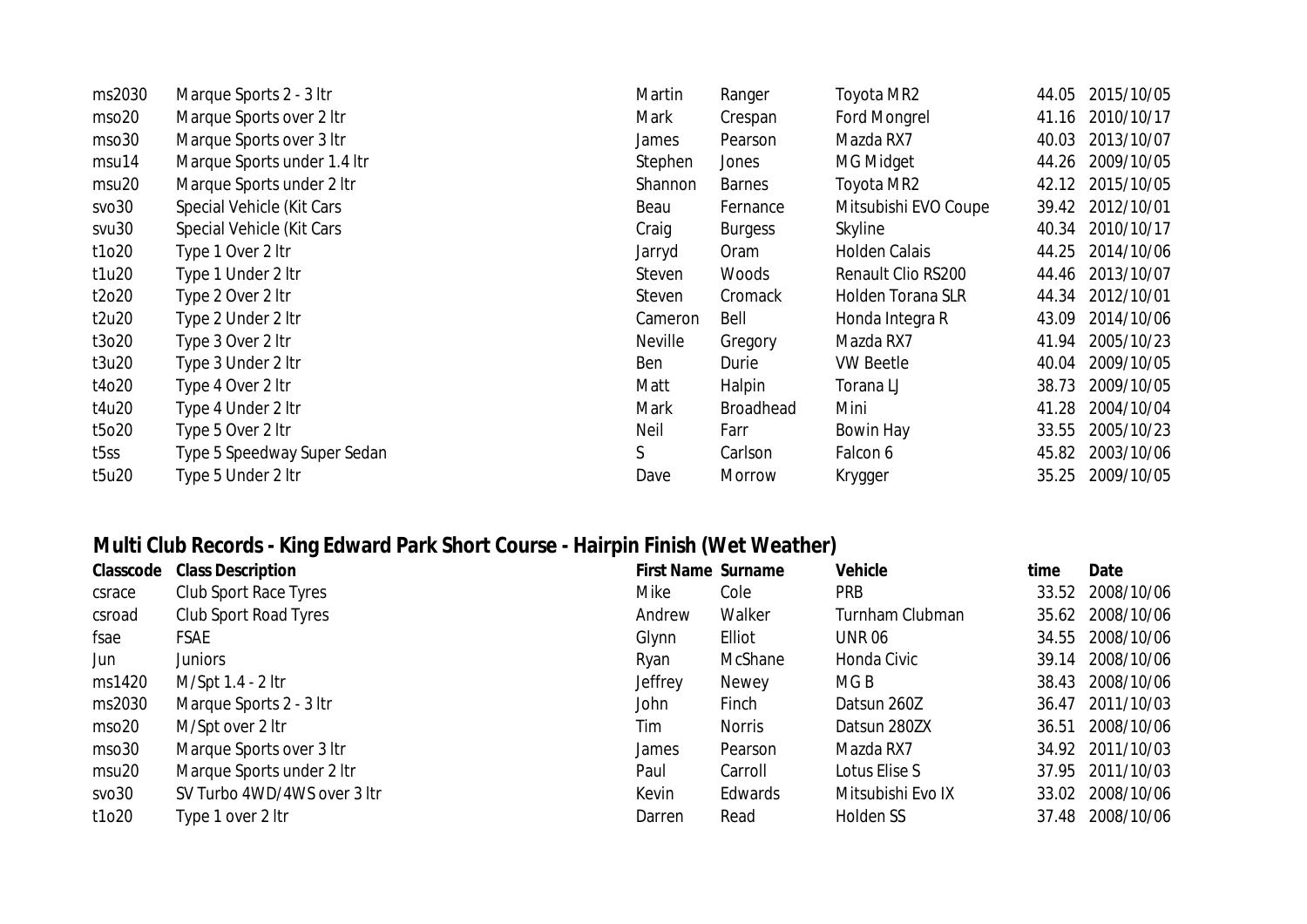| | | | | | | |
|---|---|---|---|---|---|---|
| ms2030 | Marque Sports 2 - 3 ltr | Martin | Ranger | Toyota MR2 | 44.05 | 2015/10/05 |
| mso20 | Marque Sports over 2 ltr | Mark | Crespan | Ford Mongrel | 41.16 | 2010/10/17 |
| mso30 | Marque Sports over 3 ltr | James | Pearson | Mazda RX7 | 40.03 | 2013/10/07 |
| msu14 | Marque Sports under 1.4 ltr | Stephen | Jones | MG Midget | 44.26 | 2009/10/05 |
| msu20 | Marque Sports under 2 ltr | Shannon | Barnes | Toyota MR2 | 42.12 | 2015/10/05 |
| svo30 | Special Vehicle (Kit Cars | Beau | Fernance | Mitsubishi EVO Coupe | 39.42 | 2012/10/01 |
| svu30 | Special Vehicle (Kit Cars | Craig | Burgess | Skyline | 40.34 | 2010/10/17 |
| t1o20 | Type 1 Over 2 ltr | Jarryd | Oram | Holden Calais | 44.25 | 2014/10/06 |
| t1u20 | Type 1 Under 2 ltr | Steven | Woods | Renault Clio RS200 | 44.46 | 2013/10/07 |
| t2o20 | Type 2 Over 2 ltr | Steven | Cromack | Holden Torana SLR | 44.34 | 2012/10/01 |
| t2u20 | Type 2 Under 2 ltr | Cameron | Bell | Honda Integra R | 43.09 | 2014/10/06 |
| t3o20 | Type 3 Over 2 ltr | Neville | Gregory | Mazda RX7 | 41.94 | 2005/10/23 |
| t3u20 | Type 3 Under 2 ltr | Ben | Durie | VW Beetle | 40.04 | 2009/10/05 |
| t4o20 | Type 4 Over 2 ltr | Matt | Halpin | Torana LJ | 38.73 | 2009/10/05 |
| t4u20 | Type 4 Under 2 ltr | Mark | Broadhead | Mini | 41.28 | 2004/10/04 |
| t5o20 | Type 5 Over 2 ltr | Neil | Farr | Bowin Hay | 33.55 | 2005/10/23 |
| t5ss | Type 5 Speedway Super Sedan | S | Carlson | Falcon 6 | 45.82 | 2003/10/06 |
| t5u20 | Type 5 Under 2 ltr | Dave | Morrow | Krygger | 35.25 | 2009/10/05 |

## Multi Club Records - King Edward Park Short Course - Hairpin Finish (Wet Weather)

| Classcode | Class Description | First Name | Surname | Vehicle | time | Date |
|---|---|---|---|---|---|---|
| csrace | Club Sport Race Tyres | Mike | Cole | PRB | 33.52 | 2008/10/06 |
| csroad | Club Sport Road Tyres | Andrew | Walker | Turnham Clubman | 35.62 | 2008/10/06 |
| fsae | FSAE | Glynn | Elliot | UNR 06 | 34.55 | 2008/10/06 |
| Jun | Juniors | Ryan | McShane | Honda Civic | 39.14 | 2008/10/06 |
| ms1420 | M/Spt 1.4 - 2 ltr | Jeffrey | Newey | MG B | 38.43 | 2008/10/06 |
| ms2030 | Marque Sports 2 - 3 ltr | John | Finch | Datsun 260Z | 36.47 | 2011/10/03 |
| mso20 | M/Spt over 2 ltr | Tim | Norris | Datsun 280ZX | 36.51 | 2008/10/06 |
| mso30 | Marque Sports over 3 ltr | James | Pearson | Mazda RX7 | 34.92 | 2011/10/03 |
| msu20 | Marque Sports under 2 ltr | Paul | Carroll | Lotus Elise S | 37.95 | 2011/10/03 |
| svo30 | SV Turbo 4WD/4WS over 3 ltr | Kevin | Edwards | Mitsubishi Evo IX | 33.02 | 2008/10/06 |
| t1o20 | Type 1 over 2 ltr | Darren | Read | Holden SS | 37.48 | 2008/10/06 |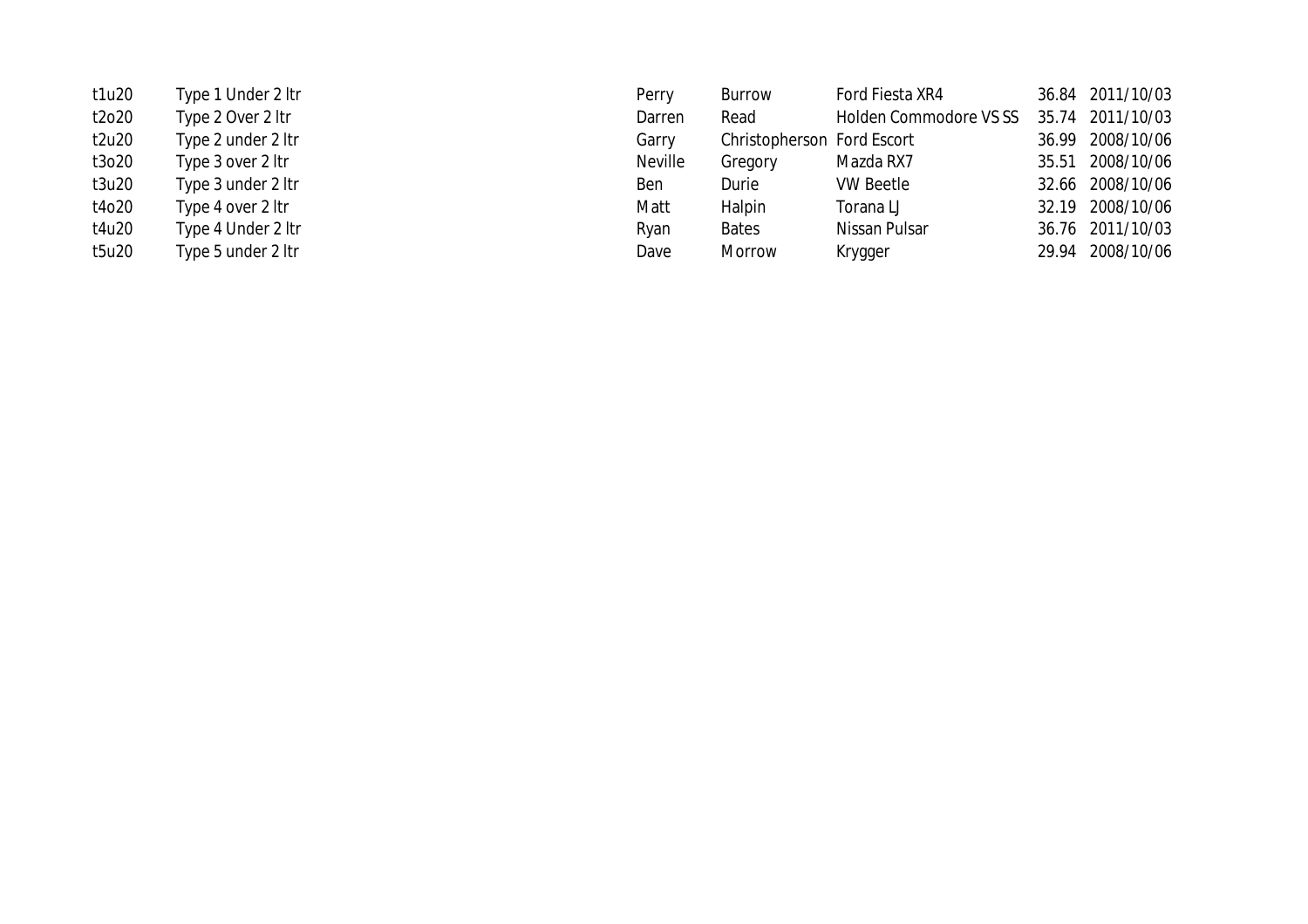| | | | | | | |
|---|---|---|---|---|---|---|
| t1u20 | Type 1 Under 2 ltr | Perry | Burrow | Ford Fiesta XR4 | 36.84 | 2011/10/03 |
| t2o20 | Type 2 Over 2 ltr | Darren | Read | Holden Commodore VS SS | 35.74 | 2011/10/03 |
| t2u20 | Type 2 under 2 ltr | Garry | Christopherson | Ford Escort | 36.99 | 2008/10/06 |
| t3o20 | Type 3 over 2 ltr | Neville | Gregory | Mazda RX7 | 35.51 | 2008/10/06 |
| t3u20 | Type 3 under 2 ltr | Ben | Durie | VW Beetle | 32.66 | 2008/10/06 |
| t4o20 | Type 4 over 2 ltr | Matt | Halpin | Torana LJ | 32.19 | 2008/10/06 |
| t4u20 | Type 4 Under 2 ltr | Ryan | Bates | Nissan Pulsar | 36.76 | 2011/10/03 |
| t5u20 | Type 5 under 2 ltr | Dave | Morrow | Krygger | 29.94 | 2008/10/06 |